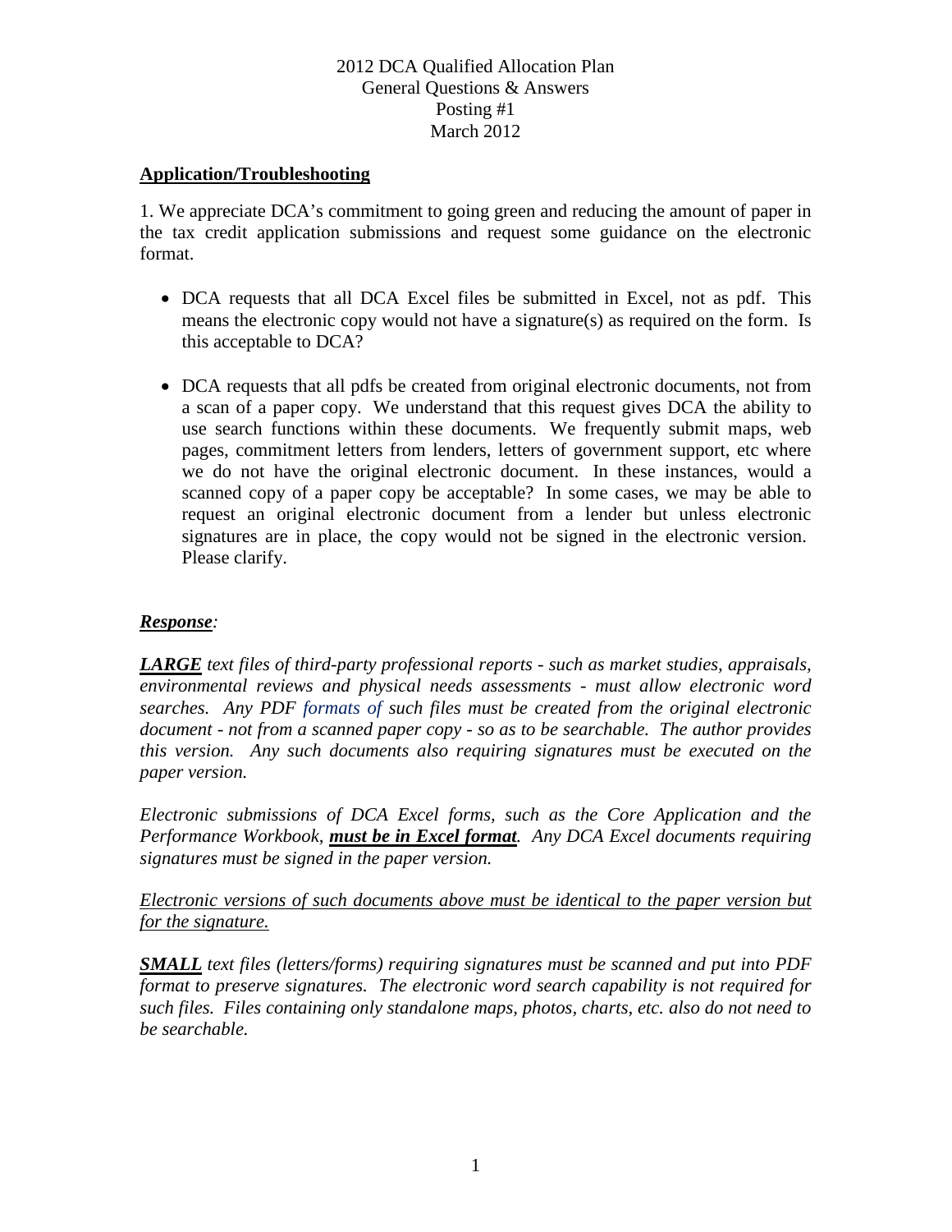2012 DCA Qualified Allocation Plan
General Questions & Answers
Posting #1
March 2012

## Application/Troubleshooting

1. We appreciate DCA's commitment to going green and reducing the amount of paper in the tax credit application submissions and request some guidance on the electronic format.

- DCA requests that all DCA Excel files be submitted in Excel, not as pdf. This means the electronic copy would not have a signature(s) as required on the form. Is this acceptable to DCA?

- DCA requests that all pdfs be created from original electronic documents, not from a scan of a paper copy. We understand that this request gives DCA the ability to use search functions within these documents. We frequently submit maps, web pages, commitment letters from lenders, letters of government support, etc where we do not have the original electronic document. In these instances, would a scanned copy of a paper copy be acceptable? In some cases, we may be able to request an original electronic document from a lender but unless electronic signatures are in place, the copy would not be signed in the electronic version. Please clarify.

***Response:***

***LARGE*** *text files of third-party professional reports - such as market studies, appraisals, environmental reviews and physical needs assessments - must allow electronic word searches. Any PDF formats of such files must be created from the original electronic document - not from a scanned paper copy - so as to be searchable. The author provides this version. Any such documents also requiring signatures must be executed on the paper version.*

*Electronic submissions of DCA Excel forms, such as the Core Application and the Performance Workbook,* ***must be in Excel format****. Any DCA Excel documents requiring signatures must be signed in the paper version.*

*Electronic versions of such documents above must be identical to the paper version but for the signature.*

***SMALL*** *text files (letters/forms) requiring signatures must be scanned and put into PDF format to preserve signatures. The electronic word search capability is not required for such files. Files containing only standalone maps, photos, charts, etc. also do not need to be searchable.*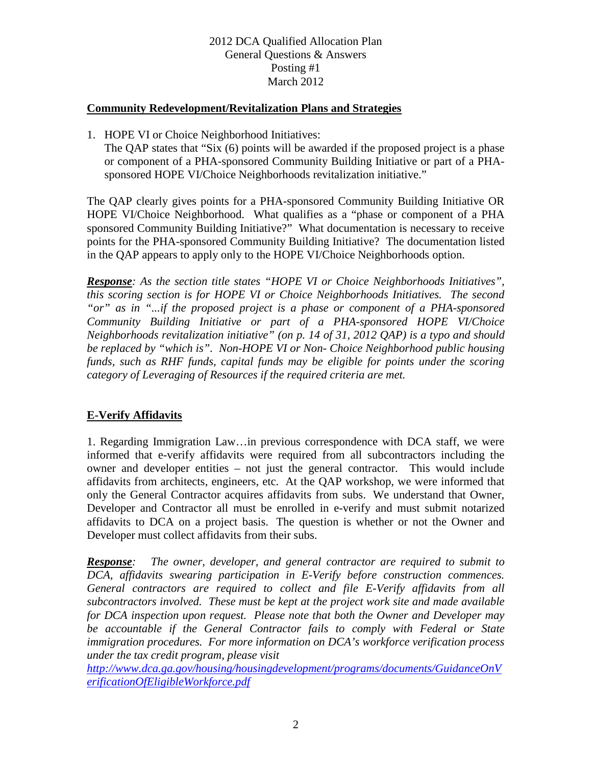2012 DCA Qualified Allocation Plan
General Questions & Answers
Posting #1
March 2012

## Community Redevelopment/Revitalization Plans and Strategies

1. HOPE VI or Choice Neighborhood Initiatives:
   The QAP states that "Six (6) points will be awarded if the proposed project is a phase or component of a PHA-sponsored Community Building Initiative or part of a PHA-sponsored HOPE VI/Choice Neighborhoods revitalization initiative."

The QAP clearly gives points for a PHA-sponsored Community Building Initiative OR HOPE VI/Choice Neighborhood. What qualifies as a "phase or component of a PHA sponsored Community Building Initiative?" What documentation is necessary to receive points for the PHA-sponsored Community Building Initiative? The documentation listed in the QAP appears to apply only to the HOPE VI/Choice Neighborhoods option.

***Response**: As the section title states "HOPE VI or Choice Neighborhoods Initiatives", this scoring section is for HOPE VI or Choice Neighborhoods Initiatives. The second "or" as in "...if the proposed project is a phase or component of a PHA-sponsored Community Building Initiative or part of a PHA-sponsored HOPE VI/Choice Neighborhoods revitalization initiative" (on p. 14 of 31, 2012 QAP) is a typo and should be replaced by "which is". Non-HOPE VI or Non- Choice Neighborhood public housing funds, such as RHF funds, capital funds may be eligible for points under the scoring category of Leveraging of Resources if the required criteria are met.*

## E-Verify Affidavits

1. Regarding Immigration Law…in previous correspondence with DCA staff, we were informed that e-verify affidavits were required from all subcontractors including the owner and developer entities – not just the general contractor. This would include affidavits from architects, engineers, etc. At the QAP workshop, we were informed that only the General Contractor acquires affidavits from subs. We understand that Owner, Developer and Contractor all must be enrolled in e-verify and must submit notarized affidavits to DCA on a project basis. The question is whether or not the Owner and Developer must collect affidavits from their subs.

***Response**: The owner, developer, and general contractor are required to submit to DCA, affidavits swearing participation in E-Verify before construction commences. General contractors are required to collect and file E-Verify affidavits from all subcontractors involved. These must be kept at the project work site and made available for DCA inspection upon request. Please note that both the Owner and Developer may be accountable if the General Contractor fails to comply with Federal or State immigration procedures. For more information on DCA's workforce verification process under the tax credit program, please visit*
*http://www.dca.ga.gov/housing/housingdevelopment/programs/documents/GuidanceOnVerificationOfEligibleWorkforce.pdf*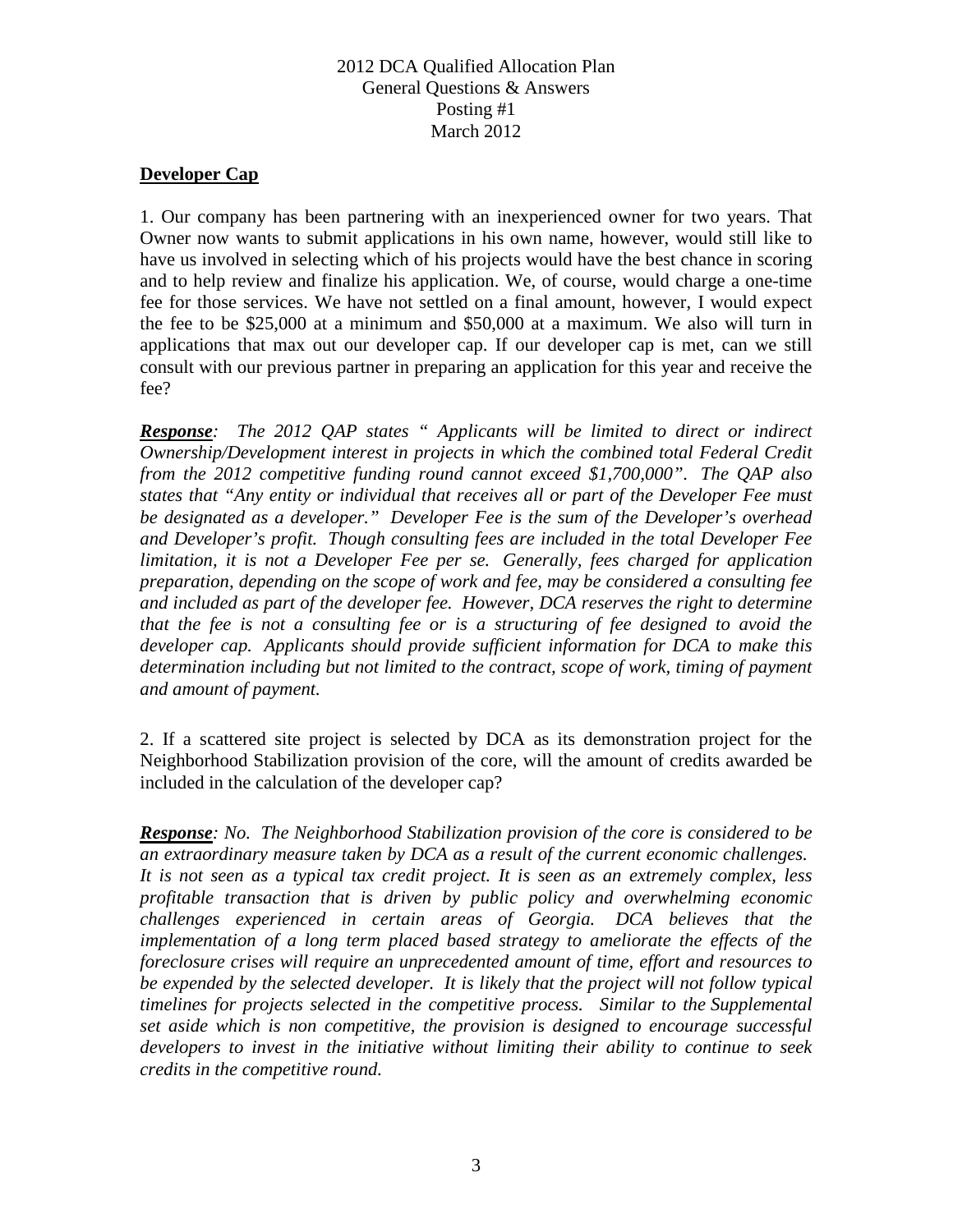2012 DCA Qualified Allocation Plan
General Questions & Answers
Posting #1
March 2012

## Developer Cap

1. Our company has been partnering with an inexperienced owner for two years. That Owner now wants to submit applications in his own name, however, would still like to have us involved in selecting which of his projects would have the best chance in scoring and to help review and finalize his application. We, of course, would charge a one-time fee for those services. We have not settled on a final amount, however, I would expect the fee to be $25,000 at a minimum and $50,000 at a maximum. We also will turn in applications that max out our developer cap. If our developer cap is met, can we still consult with our previous partner in preparing an application for this year and receive the fee?

***Response**: The 2012 QAP states " Applicants will be limited to direct or indirect Ownership/Development interest in projects in which the combined total Federal Credit from the 2012 competitive funding round cannot exceed $1,700,000". The QAP also states that "Any entity or individual that receives all or part of the Developer Fee must be designated as a developer." Developer Fee is the sum of the Developer's overhead and Developer's profit. Though consulting fees are included in the total Developer Fee limitation, it is not a Developer Fee per se. Generally, fees charged for application preparation, depending on the scope of work and fee, may be considered a consulting fee and included as part of the developer fee. However, DCA reserves the right to determine that the fee is not a consulting fee or is a structuring of fee designed to avoid the developer cap. Applicants should provide sufficient information for DCA to make this determination including but not limited to the contract, scope of work, timing of payment and amount of payment.*

2. If a scattered site project is selected by DCA as its demonstration project for the Neighborhood Stabilization provision of the core, will the amount of credits awarded be included in the calculation of the developer cap?

***Response**: No. The Neighborhood Stabilization provision of the core is considered to be an extraordinary measure taken by DCA as a result of the current economic challenges. It is not seen as a typical tax credit project. It is seen as an extremely complex, less profitable transaction that is driven by public policy and overwhelming economic challenges experienced in certain areas of Georgia. DCA believes that the implementation of a long term placed based strategy to ameliorate the effects of the foreclosure crises will require an unprecedented amount of time, effort and resources to be expended by the selected developer. It is likely that the project will not follow typical timelines for projects selected in the competitive process. Similar to the Supplemental set aside which is non competitive, the provision is designed to encourage successful developers to invest in the initiative without limiting their ability to continue to seek credits in the competitive round.*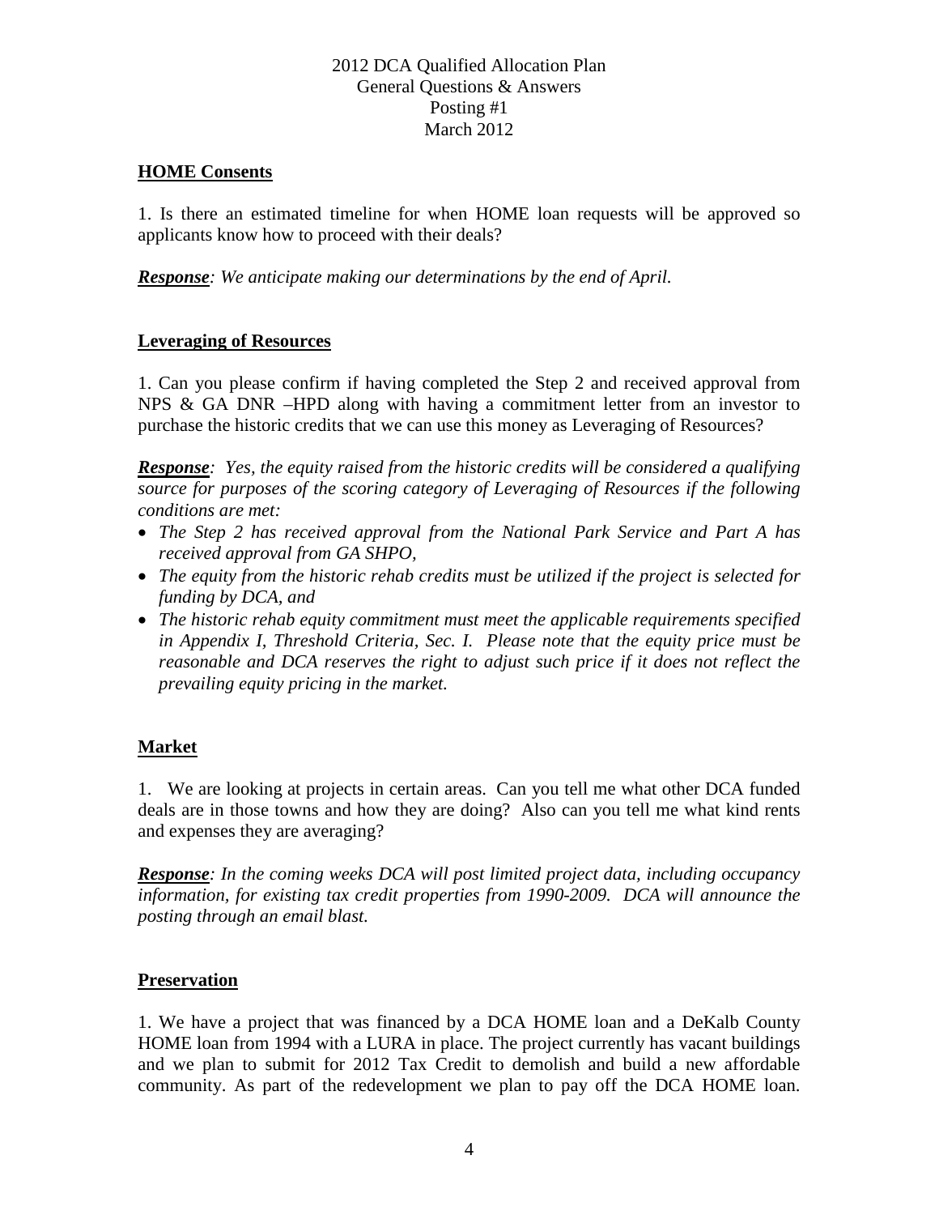2012 DCA Qualified Allocation Plan
General Questions & Answers
Posting #1
March 2012

**HOME Consents**

1. Is there an estimated timeline for when HOME loan requests will be approved so applicants know how to proceed with their deals?

***Response****: We anticipate making our determinations by the end of April.*

**Leveraging of Resources**

1. Can you please confirm if having completed the Step 2 and received approval from NPS & GA DNR –HPD along with having a commitment letter from an investor to purchase the historic credits that we can use this money as Leveraging of Resources?

***Response****: Yes, the equity raised from the historic credits will be considered a qualifying source for purposes of the scoring category of Leveraging of Resources if the following conditions are met:*

- *The Step 2 has received approval from the National Park Service and Part A has received approval from GA SHPO,*
- *The equity from the historic rehab credits must be utilized if the project is selected for funding by DCA, and*
- *The historic rehab equity commitment must meet the applicable requirements specified in Appendix I, Threshold Criteria, Sec. I. Please note that the equity price must be reasonable and DCA reserves the right to adjust such price if it does not reflect the prevailing equity pricing in the market.*

**Market**

1. We are looking at projects in certain areas. Can you tell me what other DCA funded deals are in those towns and how they are doing? Also can you tell me what kind rents and expenses they are averaging?

***Response****: In the coming weeks DCA will post limited project data, including occupancy information, for existing tax credit properties from 1990-2009. DCA will announce the posting through an email blast.*

**Preservation**

1. We have a project that was financed by a DCA HOME loan and a DeKalb County HOME loan from 1994 with a LURA in place. The project currently has vacant buildings and we plan to submit for 2012 Tax Credit to demolish and build a new affordable community. As part of the redevelopment we plan to pay off the DCA HOME loan.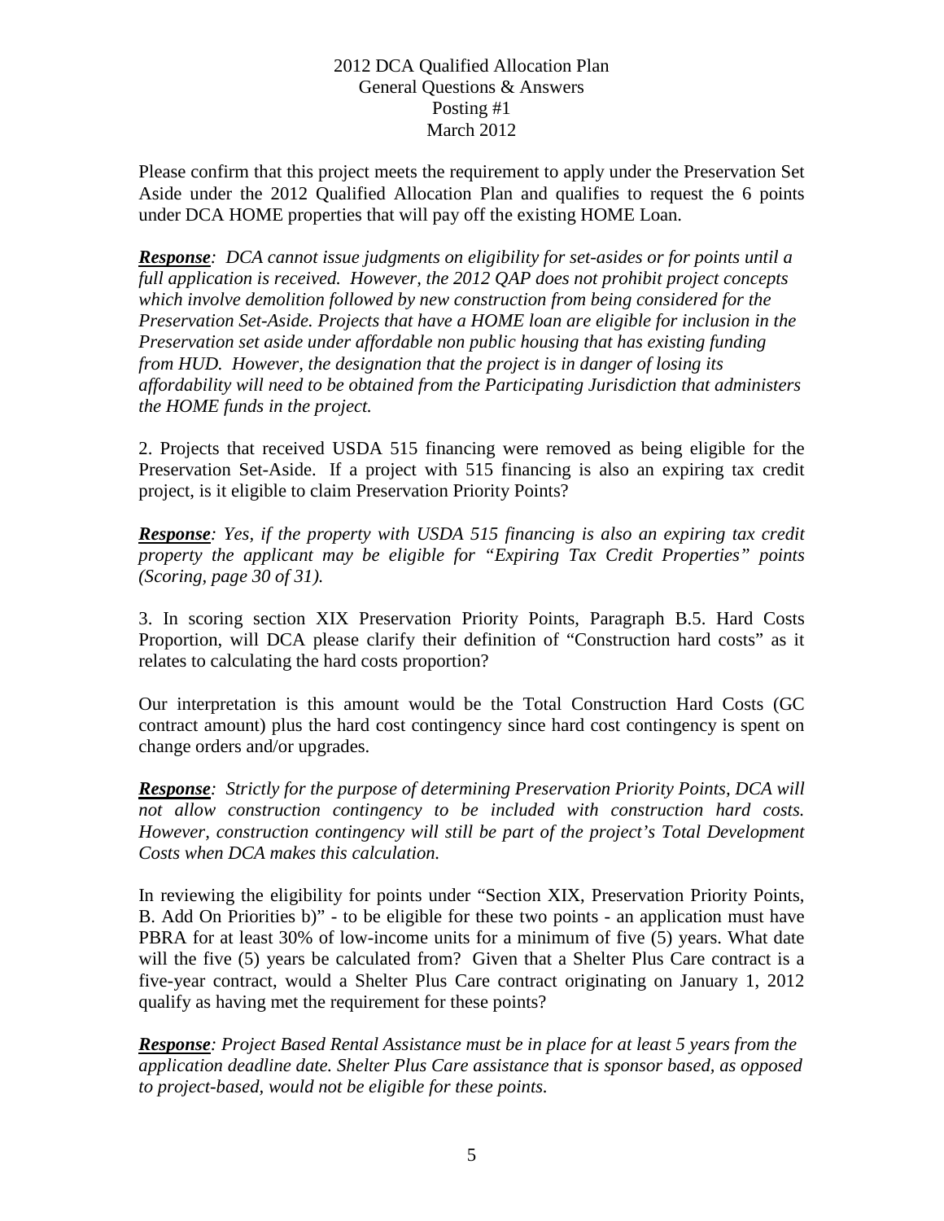Please confirm that this project meets the requirement to apply under the Preservation Set Aside under the 2012 Qualified Allocation Plan and qualifies to request the 6 points under DCA HOME properties that will pay off the existing HOME Loan.

***Response**: DCA cannot issue judgments on eligibility for set-asides or for points until a full application is received. However, the 2012 QAP does not prohibit project concepts which involve demolition followed by new construction from being considered for the Preservation Set-Aside. Projects that have a HOME loan are eligible for inclusion in the Preservation set aside under affordable non public housing that has existing funding from HUD. However, the designation that the project is in danger of losing its affordability will need to be obtained from the Participating Jurisdiction that administers the HOME funds in the project.*

2. Projects that received USDA 515 financing were removed as being eligible for the Preservation Set-Aside. If a project with 515 financing is also an expiring tax credit project, is it eligible to claim Preservation Priority Points?

***Response**: Yes, if the property with USDA 515 financing is also an expiring tax credit property the applicant may be eligible for "Expiring Tax Credit Properties" points (Scoring, page 30 of 31).*

3. In scoring section XIX Preservation Priority Points, Paragraph B.5. Hard Costs Proportion, will DCA please clarify their definition of "Construction hard costs" as it relates to calculating the hard costs proportion?

Our interpretation is this amount would be the Total Construction Hard Costs (GC contract amount) plus the hard cost contingency since hard cost contingency is spent on change orders and/or upgrades.

***Response**: Strictly for the purpose of determining Preservation Priority Points, DCA will not allow construction contingency to be included with construction hard costs. However, construction contingency will still be part of the project's Total Development Costs when DCA makes this calculation.*

In reviewing the eligibility for points under "Section XIX, Preservation Priority Points, B. Add On Priorities b)" - to be eligible for these two points - an application must have PBRA for at least 30% of low-income units for a minimum of five (5) years. What date will the five (5) years be calculated from? Given that a Shelter Plus Care contract is a five-year contract, would a Shelter Plus Care contract originating on January 1, 2012 qualify as having met the requirement for these points?

***Response**: Project Based Rental Assistance must be in place for at least 5 years from the application deadline date. Shelter Plus Care assistance that is sponsor based, as opposed to project-based, would not be eligible for these points.*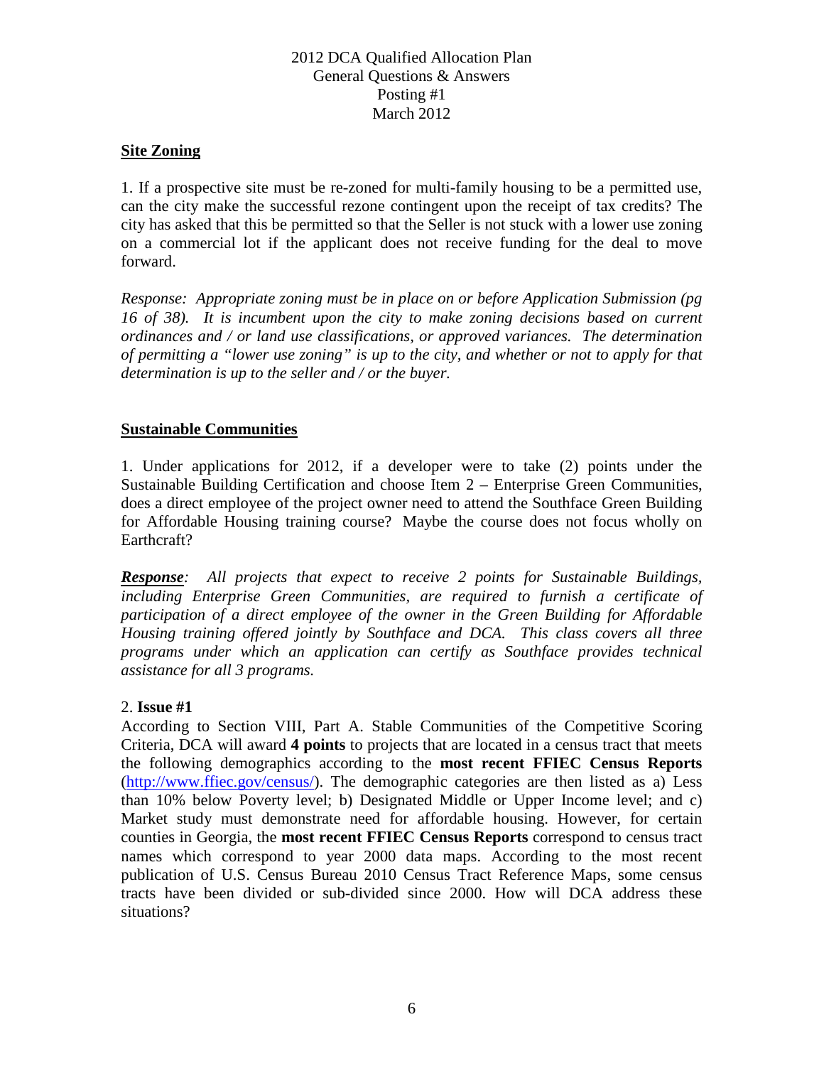2012 DCA Qualified Allocation Plan
General Questions & Answers
Posting #1
March 2012

## Site Zoning

1. If a prospective site must be re-zoned for multi-family housing to be a permitted use, can the city make the successful rezone contingent upon the receipt of tax credits? The city has asked that this be permitted so that the Seller is not stuck with a lower use zoning on a commercial lot if the applicant does not receive funding for the deal to move forward.

*Response: Appropriate zoning must be in place on or before Application Submission (pg 16 of 38). It is incumbent upon the city to make zoning decisions based on current ordinances and / or land use classifications, or approved variances. The determination of permitting a "lower use zoning" is up to the city, and whether or not to apply for that determination is up to the seller and / or the buyer.*

## Sustainable Communities

1. Under applications for 2012, if a developer were to take (2) points under the Sustainable Building Certification and choose Item 2 – Enterprise Green Communities, does a direct employee of the project owner need to attend the Southface Green Building for Affordable Housing training course? Maybe the course does not focus wholly on Earthcraft?

***Response**: All projects that expect to receive 2 points for Sustainable Buildings, including Enterprise Green Communities, are required to furnish a certificate of participation of a direct employee of the owner in the Green Building for Affordable Housing training offered jointly by Southface and DCA. This class covers all three programs under which an application can certify as Southface provides technical assistance for all 3 programs.*

2. **Issue #1**
According to Section VIII, Part A. Stable Communities of the Competitive Scoring Criteria, DCA will award **4 points** to projects that are located in a census tract that meets the following demographics according to the **most recent FFIEC Census Reports** (http://www.ffiec.gov/census/). The demographic categories are then listed as a) Less than 10% below Poverty level; b) Designated Middle or Upper Income level; and c) Market study must demonstrate need for affordable housing. However, for certain counties in Georgia, the **most recent FFIEC Census Reports** correspond to census tract names which correspond to year 2000 data maps. According to the most recent publication of U.S. Census Bureau 2010 Census Tract Reference Maps, some census tracts have been divided or sub-divided since 2000. How will DCA address these situations?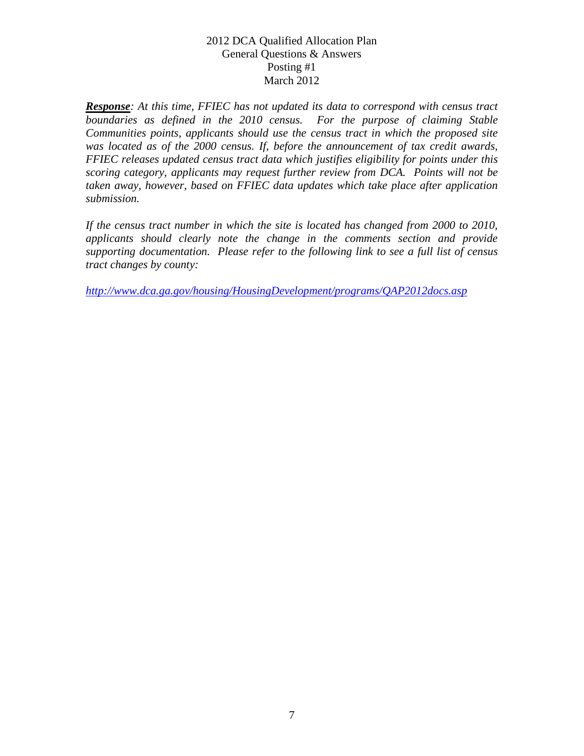***Response****: At this time, FFIEC has not updated its data to correspond with census tract boundaries as defined in the 2010 census. For the purpose of claiming Stable Communities points, applicants should use the census tract in which the proposed site was located as of the 2000 census. If, before the announcement of tax credit awards, FFIEC releases updated census tract data which justifies eligibility for points under this scoring category, applicants may request further review from DCA. Points will not be taken away, however, based on FFIEC data updates which take place after application submission.*

*If the census tract number in which the site is located has changed from 2000 to 2010, applicants should clearly note the change in the comments section and provide supporting documentation. Please refer to the following link to see a full list of census tract changes by county:*

*http://www.dca.ga.gov/housing/HousingDevelopment/programs/QAP2012docs.asp*